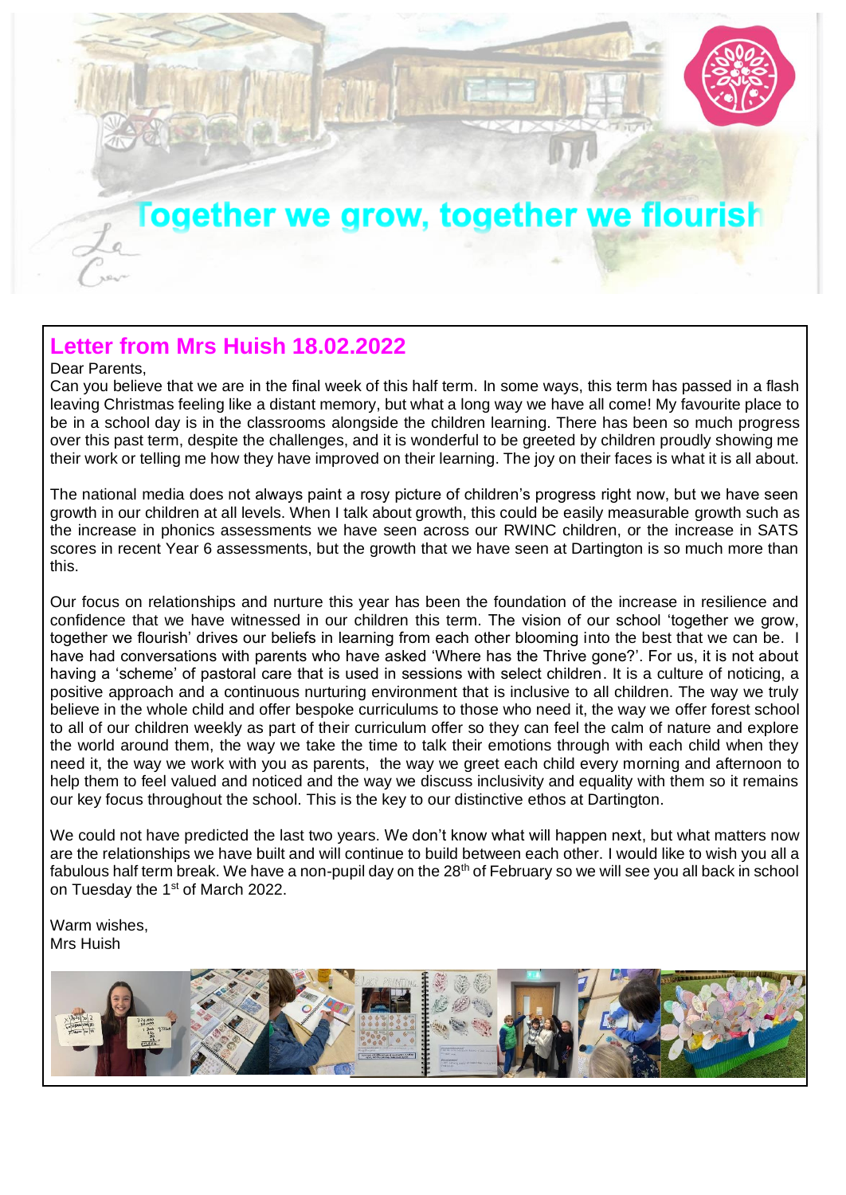# Together we grow, together we flourish

## Letter from Mrs Huish 18.02.2022

Dear Parents,

Can you believe that we are in the final week of this half term. In some ways, this term has passed in a flash leaving Christmas feeling like a distant memory, but what a long way we have all come! My favourite place to be in a school day is in the classrooms alongside the children learning. There has been so much progress over this past term, despite the challenges, and it is wonderful to be greeted by children proudly showing me their work or telling me how they have improved on their learning. The joy on their faces is what it is all about.

The national media does not always paint a rosy picture of children's progress right now, but we have seen growth in our children at all levels. When I talk about growth, this could be easily measurable growth such as the increase in phonics assessments we have seen across our RWINC children, or the increase in SATS scores in recent Year 6 assessments, but the growth that we have seen at Dartington is so much more than this.

Our focus on relationships and nurture this year has been the foundation of the increase in resilience and confidence that we have witnessed in our children this term. The vision of our school 'together we grow, together we flourish' drives our beliefs in learning from each other blooming into the best that we can be. I have had conversations with parents who have asked 'Where has the Thrive gone?'. For us, it is not about having a 'scheme' of pastoral care that is used in sessions with select children. It is a culture of noticing, a positive approach and a continuous nurturing environment that is inclusive to all children. The way we truly believe in the whole child and offer bespoke curriculums to those who need it, the way we offer forest school to all of our children weekly as part of their curriculum offer so they can feel the calm of nature and explore the world around them, the way we take the time to talk their emotions through with each child when they need it, the way we work with you as parents, the way we greet each child every morning and afternoon to help them to feel valued and noticed and the way we discuss inclusivity and equality with them so it remains our key focus throughout the school. This is the key to our distinctive ethos at Dartington.

We could not have predicted the last two years. We don't know what will happen next, but what matters now are the relationships we have built and will continue to build between each other. I would like to wish you all a fabulous half term break. We have a non-pupil day on the 28th of February so we will see you all back in school on Tuesday the 1st of March 2022.

Warm wishes,
Mrs Huish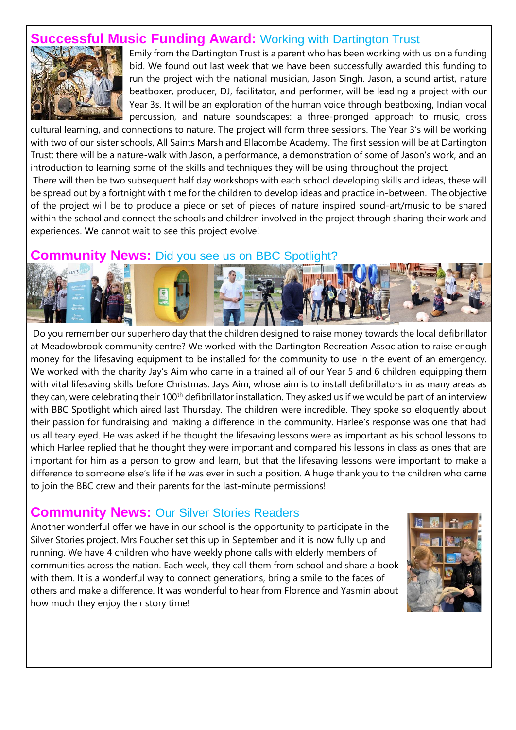## **Successful Music Funding Award:** Working with Dartington Trust

Emily from the Dartington Trust is a parent who has been working with us on a funding bid. We found out last week that we have been successfully awarded this funding to run the project with the national musician, Jason Singh. Jason, a sound artist, nature beatboxer, producer, DJ, facilitator, and performer, will be leading a project with our Year 3s. It will be an exploration of the human voice through beatboxing, Indian vocal percussion, and nature soundscapes: a three-pronged approach to music, cross cultural learning, and connections to nature. The project will form three sessions. The Year 3's will be working with two of our sister schools, All Saints Marsh and Ellacombe Academy. The first session will be at Dartington Trust; there will be a nature-walk with Jason, a performance, a demonstration of some of Jason's work, and an introduction to learning some of the skills and techniques they will be using throughout the project.

There will then be two subsequent half day workshops with each school developing skills and ideas, these will be spread out by a fortnight with time for the children to develop ideas and practice in-between. The objective of the project will be to produce a piece or set of pieces of nature inspired sound-art/music to be shared within the school and connect the schools and children involved in the project through sharing their work and experiences. We cannot wait to see this project evolve!

## **Community News:** Did you see us on BBC Spotlight?

Do you remember our superhero day that the children designed to raise money towards the local defibrillator at Meadowbrook community centre? We worked with the Dartington Recreation Association to raise enough money for the lifesaving equipment to be installed for the community to use in the event of an emergency. We worked with the charity Jay's Aim who came in a trained all of our Year 5 and 6 children equipping them with vital lifesaving skills before Christmas. Jays Aim, whose aim is to install defibrillators in as many areas as they can, were celebrating their 100th defibrillator installation. They asked us if we would be part of an interview with BBC Spotlight which aired last Thursday. The children were incredible. They spoke so eloquently about their passion for fundraising and making a difference in the community. Harlee's response was one that had us all teary eyed. He was asked if he thought the lifesaving lessons were as important as his school lessons to which Harlee replied that he thought they were important and compared his lessons in class as ones that are important for him as a person to grow and learn, but that the lifesaving lessons were important to make a difference to someone else's life if he was ever in such a position. A huge thank you to the children who came to join the BBC crew and their parents for the last-minute permissions!

## **Community News:** Our Silver Stories Readers

Another wonderful offer we have in our school is the opportunity to participate in the Silver Stories project. Mrs Foucher set this up in September and it is now fully up and running. We have 4 children who have weekly phone calls with elderly members of communities across the nation. Each week, they call them from school and share a book with them. It is a wonderful way to connect generations, bring a smile to the faces of others and make a difference. It was wonderful to hear from Florence and Yasmin about how much they enjoy their story time!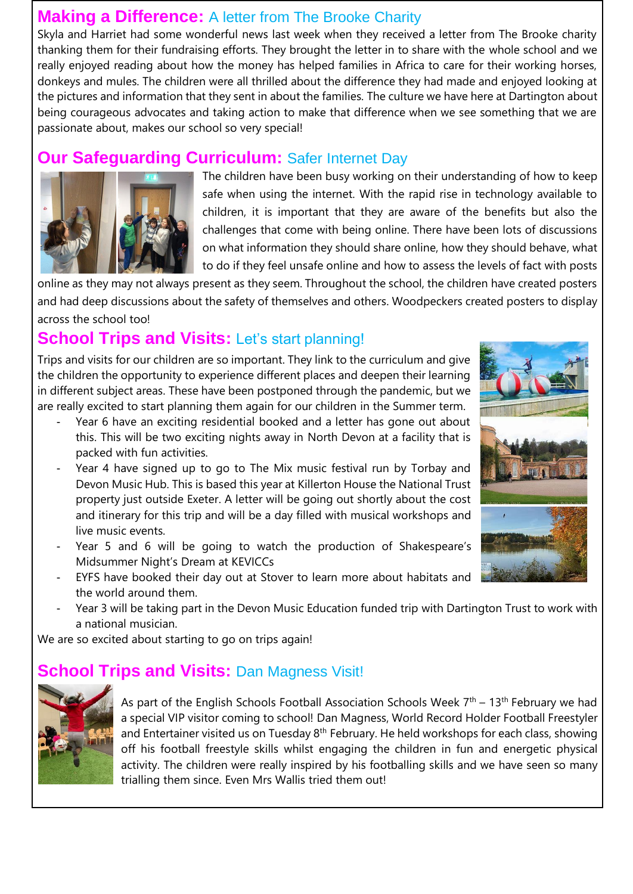## Making a Difference: A letter from The Brooke Charity

Skyla and Harriet had some wonderful news last week when they received a letter from The Brooke charity thanking them for their fundraising efforts. They brought the letter in to share with the whole school and we really enjoyed reading about how the money has helped families in Africa to care for their working horses, donkeys and mules. The children were all thrilled about the difference they had made and enjoyed looking at the pictures and information that they sent in about the families. The culture we have here at Dartington about being courageous advocates and taking action to make that difference when we see something that we are passionate about, makes our school so very special!

## Our Safeguarding Curriculum: Safer Internet Day

The children have been busy working on their understanding of how to keep safe when using the internet. With the rapid rise in technology available to children, it is important that they are aware of the benefits but also the challenges that come with being online. There have been lots of discussions on what information they should share online, how they should behave, what to do if they feel unsafe online and how to assess the levels of fact with posts online as they may not always present as they seem. Throughout the school, the children have created posters and had deep discussions about the safety of themselves and others. Woodpeckers created posters to display across the school too!

## School Trips and Visits: Let's start planning!

Trips and visits for our children are so important. They link to the curriculum and give the children the opportunity to experience different places and deepen their learning in different subject areas. These have been postponed through the pandemic, but we are really excited to start planning them again for our children in the Summer term.

- Year 6 have an exciting residential booked and a letter has gone out about this. This will be two exciting nights away in North Devon at a facility that is packed with fun activities.
- Year 4 have signed up to go to The Mix music festival run by Torbay and Devon Music Hub. This is based this year at Killerton House the National Trust property just outside Exeter. A letter will be going out shortly about the cost and itinerary for this trip and will be a day filled with musical workshops and live music events.
- Year 5 and 6 will be going to watch the production of Shakespeare's Midsummer Night's Dream at KEVICCs
- EYFS have booked their day out at Stover to learn more about habitats and the world around them.
- Year 3 will be taking part in the Devon Music Education funded trip with Dartington Trust to work with a national musician.

We are so excited about starting to go on trips again!

## School Trips and Visits: Dan Magness Visit!

As part of the English Schools Football Association Schools Week 7th – 13th February we had a special VIP visitor coming to school! Dan Magness, World Record Holder Football Freestyler and Entertainer visited us on Tuesday 8th February. He held workshops for each class, showing off his football freestyle skills whilst engaging the children in fun and energetic physical activity. The children were really inspired by his footballing skills and we have seen so many trialling them since. Even Mrs Wallis tried them out!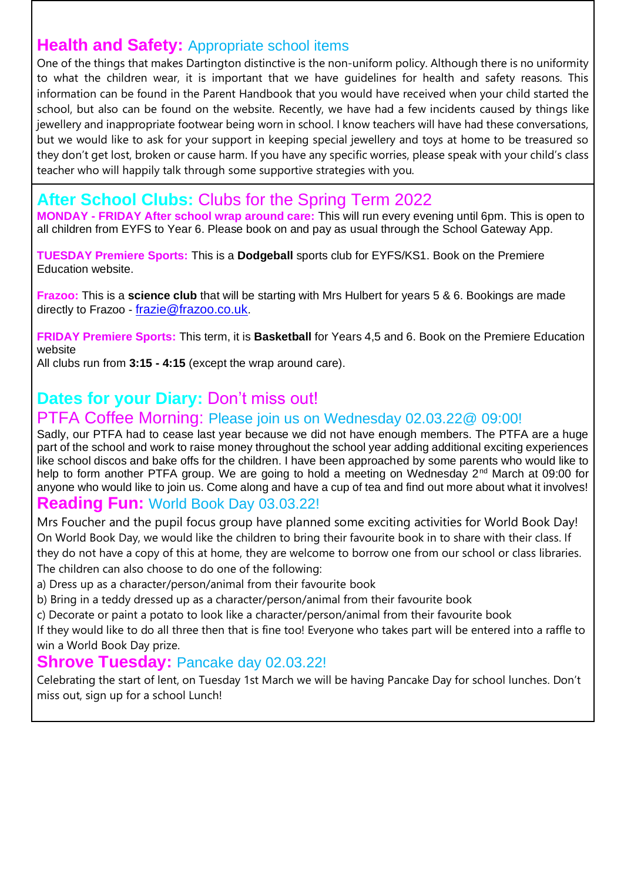## Health and Safety: Appropriate school items

One of the things that makes Dartington distinctive is the non-uniform policy. Although there is no uniformity to what the children wear, it is important that we have guidelines for health and safety reasons. This information can be found in the Parent Handbook that you would have received when your child started the school, but also can be found on the website. Recently, we have had a few incidents caused by things like jewellery and inappropriate footwear being worn in school. I know teachers will have had these conversations, but we would like to ask for your support in keeping special jewellery and toys at home to be treasured so they don't get lost, broken or cause harm. If you have any specific worries, please speak with your child's class teacher who will happily talk through some supportive strategies with you.

## After School Clubs: Clubs for the Spring Term 2022

**MONDAY - FRIDAY After school wrap around care:** This will run every evening until 6pm. This is open to all children from EYFS to Year 6. Please book on and pay as usual through the School Gateway App.

**TUESDAY Premiere Sports:** This is a **Dodgeball** sports club for EYFS/KS1. Book on the Premiere Education website.

**Frazoo:** This is a **science club** that will be starting with Mrs Hulbert for years 5 & 6. Bookings are made directly to Frazoo - frazie@frazoo.co.uk.

**FRIDAY Premiere Sports:** This term, it is **Basketball** for Years 4,5 and 6. Book on the Premiere Education website

All clubs run from **3:15 - 4:15** (except the wrap around care).

## Dates for your Diary: Don't miss out!

### PTFA Coffee Morning: Please join us on Wednesday 02.03.22@ 09:00!

Sadly, our PTFA had to cease last year because we did not have enough members. The PTFA are a huge part of the school and work to raise money throughout the school year adding additional exciting experiences like school discos and bake offs for the children. I have been approached by some parents who would like to help to form another PTFA group. We are going to hold a meeting on Wednesday 2nd March at 09:00 for anyone who would like to join us. Come along and have a cup of tea and find out more about what it involves!

## Reading Fun: World Book Day 03.03.22!

Mrs Foucher and the pupil focus group have planned some exciting activities for World Book Day! On World Book Day, we would like the children to bring their favourite book in to share with their class. If they do not have a copy of this at home, they are welcome to borrow one from our school or class libraries. The children can also choose to do one of the following:

a) Dress up as a character/person/animal from their favourite book
b) Bring in a teddy dressed up as a character/person/animal from their favourite book
c) Decorate or paint a potato to look like a character/person/animal from their favourite book

If they would like to do all three then that is fine too! Everyone who takes part will be entered into a raffle to win a World Book Day prize.

## Shrove Tuesday: Pancake day 02.03.22!

Celebrating the start of lent, on Tuesday 1st March we will be having Pancake Day for school lunches. Don't miss out, sign up for a school Lunch!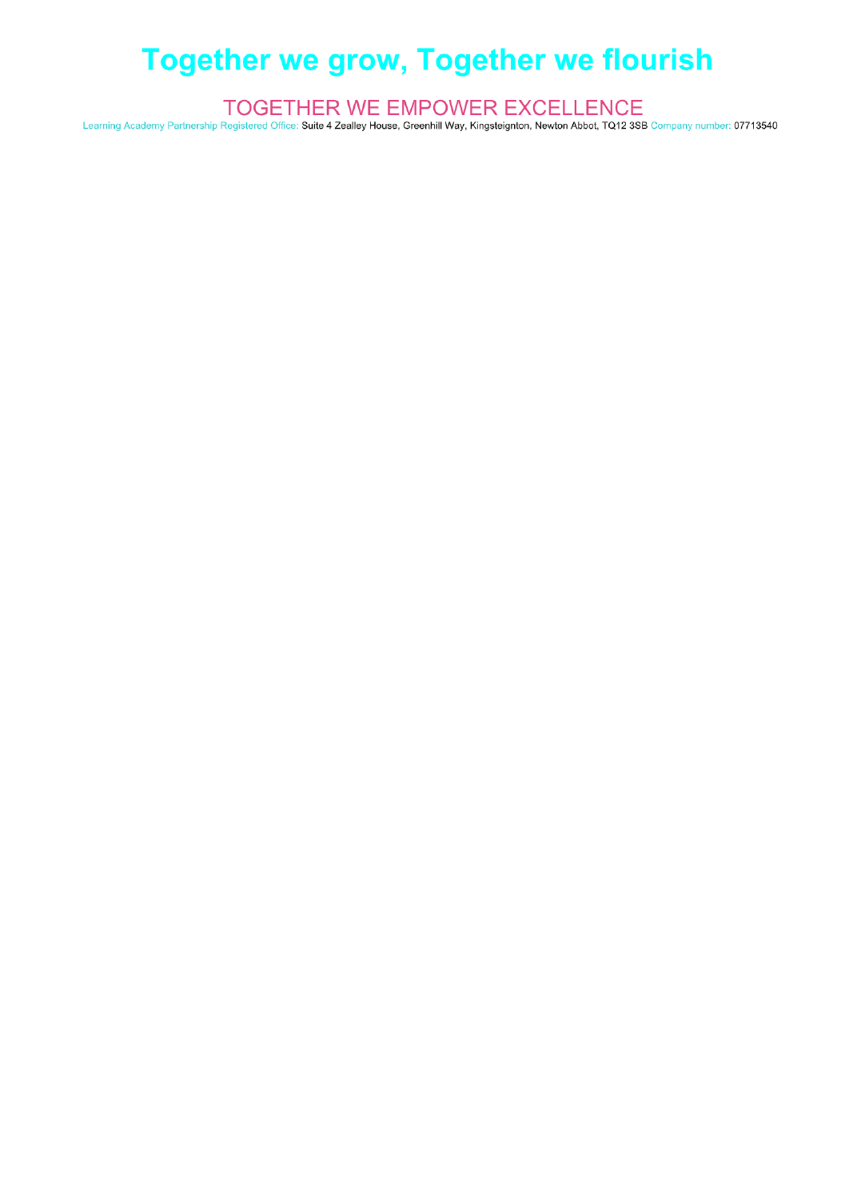# Together we grow, Together we flourish

## TOGETHER WE EMPOWER EXCELLENCE

Learning Academy Partnership Registered Office: Suite 4 Zealley House, Greenhill Way, Kingsteignton, Newton Abbot, TQ12 3SB Company number: 07713540